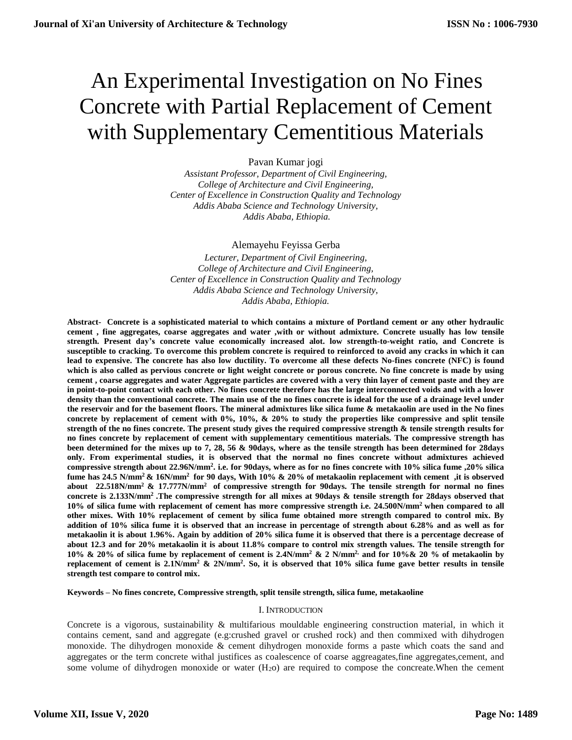# An Experimental Investigation on No Fines Concrete with Partial Replacement of Cement with Supplementary Cementitious Materials

Pavan Kumar jogi

*Assistant Professor, Department of Civil Engineering,*
*College of Architecture and Civil Engineering,*
*Center of Excellence in Construction Quality and Technology*
*Addis Ababa Science and Technology University,*
*Addis Ababa, Ethiopia.*

Alemayehu Feyissa Gerba

*Lecturer, Department of Civil Engineering,*
*College of Architecture and Civil Engineering,*
*Center of Excellence in Construction Quality and Technology*
*Addis Ababa Science and Technology University,*
*Addis Ababa, Ethiopia.*

**Abstract- Concrete is a sophisticated material to which contains a mixture of Portland cement or any other hydraulic cement , fine aggregates, coarse aggregates and water ,with or without admixture. Concrete usually has low tensile strength. Present day's concrete value economically increased alot. low strength-to-weight ratio, and Concrete is susceptible to cracking. To overcome this problem concrete is required to reinforced to avoid any cracks in which it can lead to expensive. The concrete has also low ductility. To overcome all these defects No-fines concrete (NFC) is found which is also called as pervious concrete or light weight concrete or porous concrete. No fine concrete is made by using cement , coarse aggregates and water Aggregate particles are covered with a very thin layer of cement paste and they are in point-to-point contact with each other. No fines concrete therefore has the large interconnected voids and with a lower density than the conventional concrete. The main use of the no fines concrete is ideal for the use of a drainage level under the reservoir and for the basement floors. The mineral admixtures like silica fume & metakaolin are used in the No fines concrete by replacement of cement with 0%, 10%, & 20% to study the properties like compressive and split tensile strength of the no fines concrete. The present study gives the required compressive strength & tensile strength results for no fines concrete by replacement of cement with supplementary cementitious materials. The compressive strength has been determined for the mixes up to 7, 28, 56 & 90days, where as the tensile strength has been determined for 28days only. From experimental studies, it is observed that the normal no fines concrete without admixtures achieved compressive strength about 22.96N/mm$^2$. i.e. for 90days, where as for no fines concrete with 10% silica fume ,20% silica fume has 24.5 N/mm$^2$ & 16N/mm$^2$ for 90 days, With 10% & 20% of metakaolin replacement with cement ,it is observed about 22.518N/mm$^2$ & 17.777N/mm$^2$ of compressive strength for 90days. The tensile strength for normal no fines concrete is 2.133N/mm$^2$ .The compressive strength for all mixes at 90days & tensile strength for 28days observed that 10% of silica fume with replacement of cement has more compressive strength i.e. 24.500N/mm$^2$ when compared to all other mixes. With 10% replacement of cement by silica fume obtained more strength compared to control mix. By addition of 10% silica fume it is observed that an increase in percentage of strength about 6.28% and as well as for metakaolin it is about 1.96%. Again by addition of 20% silica fume it is observed that there is a percentage decrease of about 12.3 and for 20% metakaolin it is about 11.8% compare to control mix strength values. The tensile strength for 10% & 20% of silica fume by replacement of cement is 2.4N/mm$^2$ & 2 N/mm$^2$, and for 10%& 20 % of metakaolin by replacement of cement is 2.1N/mm$^2$ & 2N/mm$^2$. So, it is observed that 10% silica fume gave better results in tensile strength test compare to control mix.**

**Keywords – No fines concrete, Compressive strength, split tensile strength, silica fume, metakaoline**

## I. INTRODUCTION

Concrete is a vigorous, sustainability & multifarious mouldable engineering construction material, in which it contains cement, sand and aggregate (e.g:crushed gravel or crushed rock) and then commixed with dihydrogen monoxide. The dihydrogen monoxide & cement dihydrogen monoxide forms a paste which coats the sand and aggregates or the term concrete withal justifices as coalescence of coarse aggreagates,fine aggregates,cement, and some volume of dihydrogen monoxide or water ($H_2o$) are required to compose the concreate.When the cement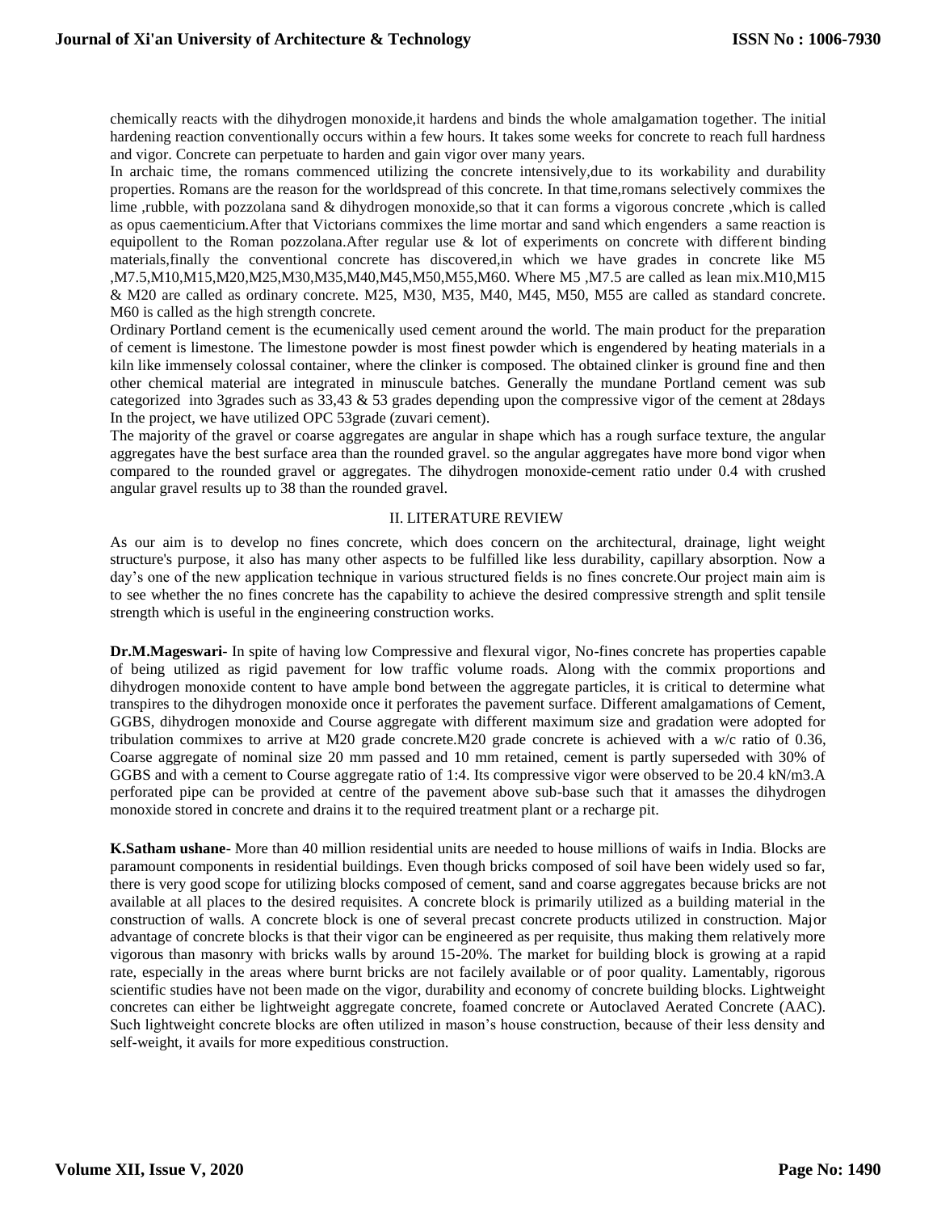chemically reacts with the dihydrogen monoxide,it hardens and binds the whole amalgamation together. The initial hardening reaction conventionally occurs within a few hours. It takes some weeks for concrete to reach full hardness and vigor. Concrete can perpetuate to harden and gain vigor over many years.

In archaic time, the romans commenced utilizing the concrete intensively,due to its workability and durability properties. Romans are the reason for the worldspread of this concrete. In that time,romans selectively commixes the lime ,rubble, with pozzolana sand & dihydrogen monoxide,so that it can forms a vigorous concrete ,which is called as opus caementicium.After that Victorians commixes the lime mortar and sand which engenders a same reaction is equipollent to the Roman pozzolana.After regular use & lot of experiments on concrete with different binding materials,finally the conventional concrete has discovered,in which we have grades in concrete like M5 ,M7.5,M10,M15,M20,M25,M30,M35,M40,M45,M50,M55,M60. Where M5 ,M7.5 are called as lean mix.M10,M15 & M20 are called as ordinary concrete. M25, M30, M35, M40, M45, M50, M55 are called as standard concrete. M60 is called as the high strength concrete.

Ordinary Portland cement is the ecumenically used cement around the world. The main product for the preparation of cement is limestone. The limestone powder is most finest powder which is engendered by heating materials in a kiln like immensely colossal container, where the clinker is composed. The obtained clinker is ground fine and then other chemical material are integrated in minuscule batches. Generally the mundane Portland cement was sub categorized into 3grades such as 33,43 & 53 grades depending upon the compressive vigor of the cement at 28days In the project, we have utilized OPC 53grade (zuvari cement).

The majority of the gravel or coarse aggregates are angular in shape which has a rough surface texture, the angular aggregates have the best surface area than the rounded gravel. so the angular aggregates have more bond vigor when compared to the rounded gravel or aggregates. The dihydrogen monoxide-cement ratio under 0.4 with crushed angular gravel results up to 38 than the rounded gravel.

## II. LITERATURE REVIEW

As our aim is to develop no fines concrete, which does concern on the architectural, drainage, light weight structure's purpose, it also has many other aspects to be fulfilled like less durability, capillary absorption. Now a day's one of the new application technique in various structured fields is no fines concrete.Our project main aim is to see whether the no fines concrete has the capability to achieve the desired compressive strength and split tensile strength which is useful in the engineering construction works.

**Dr.M.Mageswari**- In spite of having low Compressive and flexural vigor, No-fines concrete has properties capable of being utilized as rigid pavement for low traffic volume roads. Along with the commix proportions and dihydrogen monoxide content to have ample bond between the aggregate particles, it is critical to determine what transpires to the dihydrogen monoxide once it perforates the pavement surface. Different amalgamations of Cement, GGBS, dihydrogen monoxide and Course aggregate with different maximum size and gradation were adopted for tribulation commixes to arrive at M20 grade concrete.M20 grade concrete is achieved with a w/c ratio of 0.36, Coarse aggregate of nominal size 20 mm passed and 10 mm retained, cement is partly superseded with 30% of GGBS and with a cement to Course aggregate ratio of 1:4. Its compressive vigor were observed to be 20.4 kN/m3.A perforated pipe can be provided at centre of the pavement above sub-base such that it amasses the dihydrogen monoxide stored in concrete and drains it to the required treatment plant or a recharge pit.

**K.Satham ushane**- More than 40 million residential units are needed to house millions of waifs in India. Blocks are paramount components in residential buildings. Even though bricks composed of soil have been widely used so far, there is very good scope for utilizing blocks composed of cement, sand and coarse aggregates because bricks are not available at all places to the desired requisites. A concrete block is primarily utilized as a building material in the construction of walls. A concrete block is one of several precast concrete products utilized in construction. Major advantage of concrete blocks is that their vigor can be engineered as per requisite, thus making them relatively more vigorous than masonry with bricks walls by around 15-20%. The market for building block is growing at a rapid rate, especially in the areas where burnt bricks are not facilely available or of poor quality. Lamentably, rigorous scientific studies have not been made on the vigor, durability and economy of concrete building blocks. Lightweight concretes can either be lightweight aggregate concrete, foamed concrete or Autoclaved Aerated Concrete (AAC). Such lightweight concrete blocks are often utilized in mason's house construction, because of their less density and self-weight, it avails for more expeditious construction.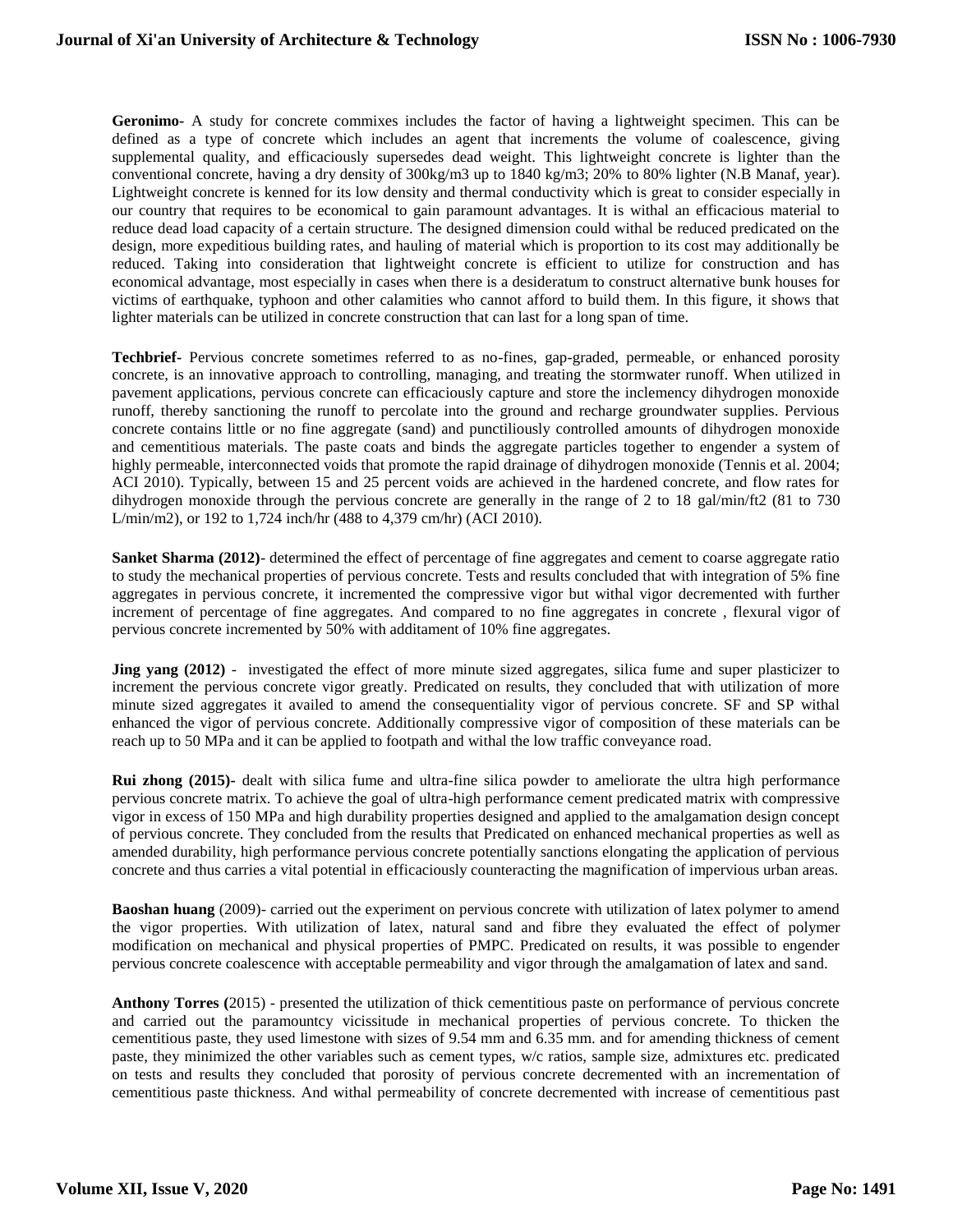**Geronimo-** A study for concrete commixes includes the factor of having a lightweight specimen. This can be defined as a type of concrete which includes an agent that increments the volume of coalescence, giving supplemental quality, and efficaciously supersedes dead weight. This lightweight concrete is lighter than the conventional concrete, having a dry density of 300kg/m3 up to 1840 kg/m3; 20% to 80% lighter (N.B Manaf, year). Lightweight concrete is kenned for its low density and thermal conductivity which is great to consider especially in our country that requires to be economical to gain paramount advantages. It is withal an efficacious material to reduce dead load capacity of a certain structure. The designed dimension could withal be reduced predicated on the design, more expeditious building rates, and hauling of material which is proportion to its cost may additionally be reduced. Taking into consideration that lightweight concrete is efficient to utilize for construction and has economical advantage, most especially in cases when there is a desideratum to construct alternative bunk houses for victims of earthquake, typhoon and other calamities who cannot afford to build them. In this figure, it shows that lighter materials can be utilized in concrete construction that can last for a long span of time.

**Techbrief-** Pervious concrete sometimes referred to as no-fines, gap-graded, permeable, or enhanced porosity concrete, is an innovative approach to controlling, managing, and treating the stormwater runoff. When utilized in pavement applications, pervious concrete can efficaciously capture and store the inclemency dihydrogen monoxide runoff, thereby sanctioning the runoff to percolate into the ground and recharge groundwater supplies. Pervious concrete contains little or no fine aggregate (sand) and punctiliously controlled amounts of dihydrogen monoxide and cementitious materials. The paste coats and binds the aggregate particles together to engender a system of highly permeable, interconnected voids that promote the rapid drainage of dihydrogen monoxide (Tennis et al. 2004; ACI 2010). Typically, between 15 and 25 percent voids are achieved in the hardened concrete, and flow rates for dihydrogen monoxide through the pervious concrete are generally in the range of 2 to 18 gal/min/ft2 (81 to 730 L/min/m2), or 192 to 1,724 inch/hr (488 to 4,379 cm/hr) (ACI 2010).

**Sanket Sharma (2012)-** determined the effect of percentage of fine aggregates and cement to coarse aggregate ratio to study the mechanical properties of pervious concrete. Tests and results concluded that with integration of 5% fine aggregates in pervious concrete, it incremented the compressive vigor but withal vigor decremented with further increment of percentage of fine aggregates. And compared to no fine aggregates in concrete , flexural vigor of pervious concrete incremented by 50% with additament of 10% fine aggregates.

**Jing yang (2012)** - investigated the effect of more minute sized aggregates, silica fume and super plasticizer to increment the pervious concrete vigor greatly. Predicated on results, they concluded that with utilization of more minute sized aggregates it availed to amend the consequentiality vigor of pervious concrete. SF and SP withal enhanced the vigor of pervious concrete. Additionally compressive vigor of composition of these materials can be reach up to 50 MPa and it can be applied to footpath and withal the low traffic conveyance road.

**Rui zhong (2015)-** dealt with silica fume and ultra-fine silica powder to ameliorate the ultra high performance pervious concrete matrix. To achieve the goal of ultra-high performance cement predicated matrix with compressive vigor in excess of 150 MPa and high durability properties designed and applied to the amalgamation design concept of pervious concrete. They concluded from the results that Predicated on enhanced mechanical properties as well as amended durability, high performance pervious concrete potentially sanctions elongating the application of pervious concrete and thus carries a vital potential in efficaciously counteracting the magnification of impervious urban areas.

**Baoshan huang** (2009)- carried out the experiment on pervious concrete with utilization of latex polymer to amend the vigor properties. With utilization of latex, natural sand and fibre they evaluated the effect of polymer modification on mechanical and physical properties of PMPC. Predicated on results, it was possible to engender pervious concrete coalescence with acceptable permeability and vigor through the amalgamation of latex and sand.

**Anthony Torres (**2015) - presented the utilization of thick cementitious paste on performance of pervious concrete and carried out the paramountcy vicissitude in mechanical properties of pervious concrete. To thicken the cementitious paste, they used limestone with sizes of 9.54 mm and 6.35 mm. and for amending thickness of cement paste, they minimized the other variables such as cement types, w/c ratios, sample size, admixtures etc. predicated on tests and results they concluded that porosity of pervious concrete decremented with an incrementation of cementitious paste thickness. And withal permeability of concrete decremented with increase of cementitious past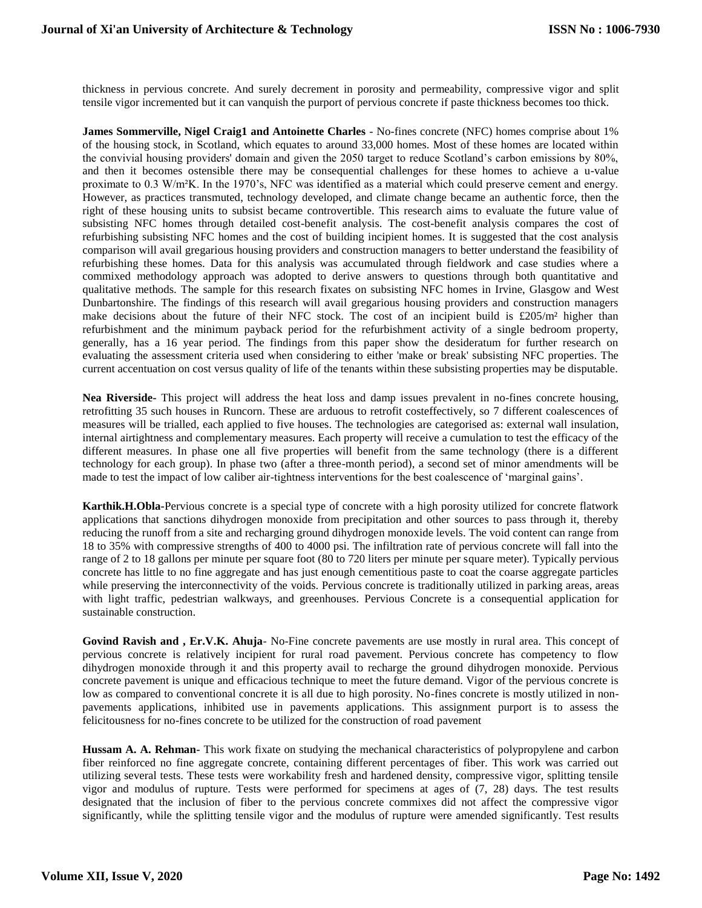thickness in pervious concrete. And surely decrement in porosity and permeability, compressive vigor and split tensile vigor incremented but it can vanquish the purport of pervious concrete if paste thickness becomes too thick.

**James Sommerville, Nigel Craig1 and Antoinette Charles** - No-fines concrete (NFC) homes comprise about 1% of the housing stock, in Scotland, which equates to around 33,000 homes. Most of these homes are located within the convivial housing providers' domain and given the 2050 target to reduce Scotland's carbon emissions by 80%, and then it becomes ostensible there may be consequential challenges for these homes to achieve a u-value proximate to 0.3 W/m²K. In the 1970's, NFC was identified as a material which could preserve cement and energy. However, as practices transmuted, technology developed, and climate change became an authentic force, then the right of these housing units to subsist became controvertible. This research aims to evaluate the future value of subsisting NFC homes through detailed cost-benefit analysis. The cost-benefit analysis compares the cost of refurbishing subsisting NFC homes and the cost of building incipient homes. It is suggested that the cost analysis comparison will avail gregarious housing providers and construction managers to better understand the feasibility of refurbishing these homes. Data for this analysis was accumulated through fieldwork and case studies where a commixed methodology approach was adopted to derive answers to questions through both quantitative and qualitative methods. The sample for this research fixates on subsisting NFC homes in Irvine, Glasgow and West Dunbartonshire. The findings of this research will avail gregarious housing providers and construction managers make decisions about the future of their NFC stock. The cost of an incipient build is £205/m² higher than refurbishment and the minimum payback period for the refurbishment activity of a single bedroom property, generally, has a 16 year period. The findings from this paper show the desideratum for further research on evaluating the assessment criteria used when considering to either 'make or break' subsisting NFC properties. The current accentuation on cost versus quality of life of the tenants within these subsisting properties may be disputable.

**Nea Riverside**- This project will address the heat loss and damp issues prevalent in no-fines concrete housing, retrofitting 35 such houses in Runcorn. These are arduous to retrofit costeffectively, so 7 different coalescences of measures will be trialled, each applied to five houses. The technologies are categorised as: external wall insulation, internal airtightness and complementary measures. Each property will receive a cumulation to test the efficacy of the different measures. In phase one all five properties will benefit from the same technology (there is a different technology for each group). In phase two (after a three-month period), a second set of minor amendments will be made to test the impact of low caliber air-tightness interventions for the best coalescence of 'marginal gains'.

**Karthik.H.Obla**-Pervious concrete is a special type of concrete with a high porosity utilized for concrete flatwork applications that sanctions dihydrogen monoxide from precipitation and other sources to pass through it, thereby reducing the runoff from a site and recharging ground dihydrogen monoxide levels. The void content can range from 18 to 35% with compressive strengths of 400 to 4000 psi. The infiltration rate of pervious concrete will fall into the range of 2 to 18 gallons per minute per square foot (80 to 720 liters per minute per square meter). Typically pervious concrete has little to no fine aggregate and has just enough cementitious paste to coat the coarse aggregate particles while preserving the interconnectivity of the voids. Pervious concrete is traditionally utilized in parking areas, areas with light traffic, pedestrian walkways, and greenhouses. Pervious Concrete is a consequential application for sustainable construction.

**Govind Ravish and , Er.V.K. Ahuja**- No-Fine concrete pavements are use mostly in rural area. This concept of pervious concrete is relatively incipient for rural road pavement. Pervious concrete has competency to flow dihydrogen monoxide through it and this property avail to recharge the ground dihydrogen monoxide. Pervious concrete pavement is unique and efficacious technique to meet the future demand. Vigor of the pervious concrete is low as compared to conventional concrete it is all due to high porosity. No-fines concrete is mostly utilized in non-pavements applications, inhibited use in pavements applications. This assignment purport is to assess the felicitousness for no-fines concrete to be utilized for the construction of road pavement

**Hussam A. A. Rehman**- This work fixate on studying the mechanical characteristics of polypropylene and carbon fiber reinforced no fine aggregate concrete, containing different percentages of fiber. This work was carried out utilizing several tests. These tests were workability fresh and hardened density, compressive vigor, splitting tensile vigor and modulus of rupture. Tests were performed for specimens at ages of (7, 28) days. The test results designated that the inclusion of fiber to the pervious concrete commixes did not affect the compressive vigor significantly, while the splitting tensile vigor and the modulus of rupture were amended significantly. Test results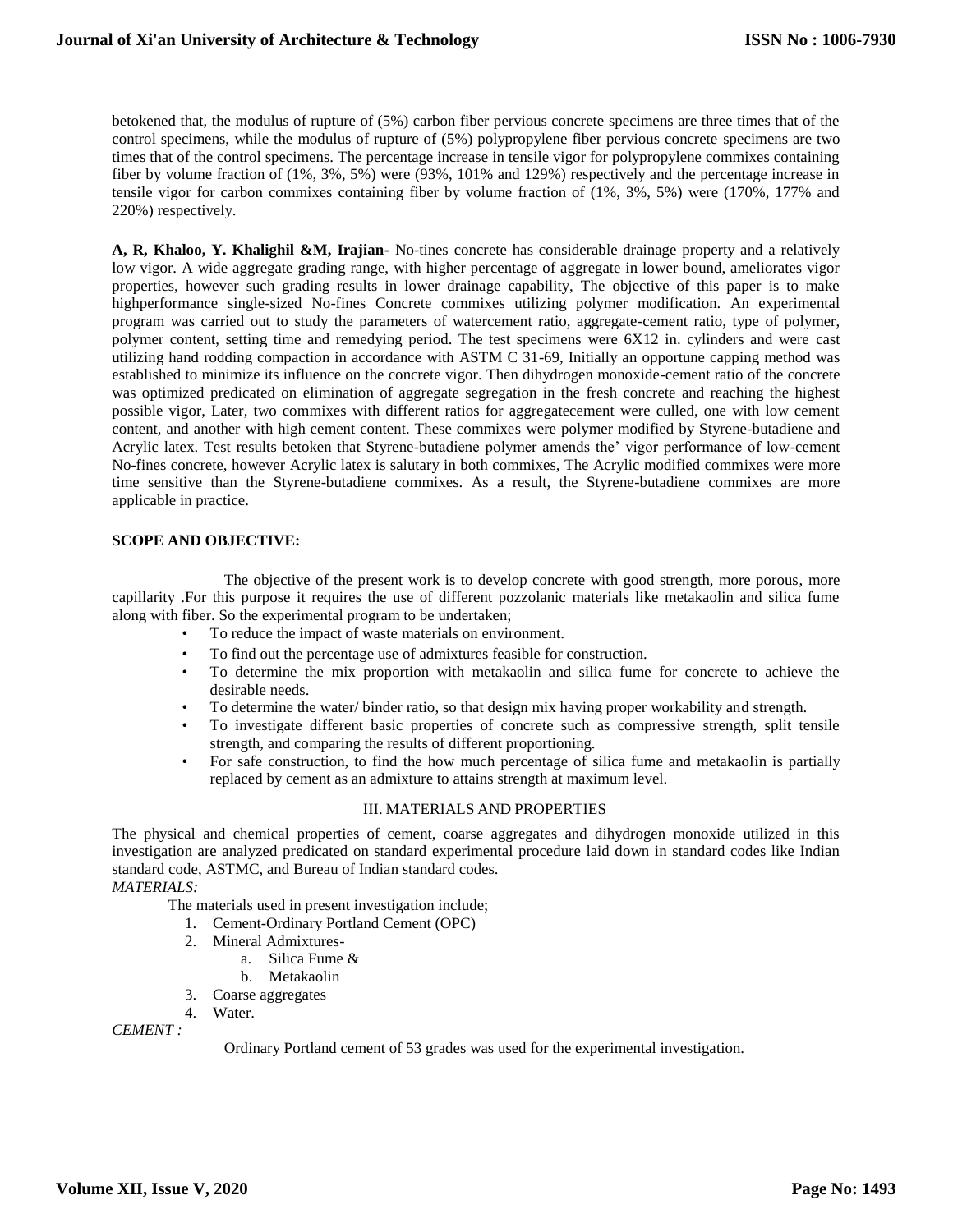betokened that, the modulus of rupture of (5%) carbon fiber pervious concrete specimens are three times that of the control specimens, while the modulus of rupture of (5%) polypropylene fiber pervious concrete specimens are two times that of the control specimens. The percentage increase in tensile vigor for polypropylene commixes containing fiber by volume fraction of (1%, 3%, 5%) were (93%, 101% and 129%) respectively and the percentage increase in tensile vigor for carbon commixes containing fiber by volume fraction of (1%, 3%, 5%) were (170%, 177% and 220%) respectively.

**A, R, Khaloo, Y. Khalighil &M, Irajian**- No-tines concrete has considerable drainage property and a relatively low vigor. A wide aggregate grading range, with higher percentage of aggregate in lower bound, ameliorates vigor properties, however such grading results in lower drainage capability, The objective of this paper is to make highperformance single-sized No-fines Concrete commixes utilizing polymer modification. An experimental program was carried out to study the parameters of watercement ratio, aggregate-cement ratio, type of polymer, polymer content, setting time and remedying period. The test specimens were 6X12 in. cylinders and were cast utilizing hand rodding compaction in accordance with ASTM C 31-69, Initially an opportune capping method was established to minimize its influence on the concrete vigor. Then dihydrogen monoxide-cement ratio of the concrete was optimized predicated on elimination of aggregate segregation in the fresh concrete and reaching the highest possible vigor, Later, two commixes with different ratios for aggregatecement were culled, one with low cement content, and another with high cement content. These commixes were polymer modified by Styrene-butadiene and Acrylic latex. Test results betoken that Styrene-butadiene polymer amends the' vigor performance of low-cement No-fines concrete, however Acrylic latex is salutary in both commixes, The Acrylic modified commixes were more time sensitive than the Styrene-butadiene commixes. As a result, the Styrene-butadiene commixes are more applicable in practice.

**SCOPE AND OBJECTIVE:**

The objective of the present work is to develop concrete with good strength, more porous, more capillarity .For this purpose it requires the use of different pozzolanic materials like metakaolin and silica fume along with fiber. So the experimental program to be undertaken;

- To reduce the impact of waste materials on environment.
- To find out the percentage use of admixtures feasible for construction.
- To determine the mix proportion with metakaolin and silica fume for concrete to achieve the desirable needs.
- To determine the water/ binder ratio, so that design mix having proper workability and strength.
- To investigate different basic properties of concrete such as compressive strength, split tensile strength, and comparing the results of different proportioning.
- For safe construction, to find the how much percentage of silica fume and metakaolin is partially replaced by cement as an admixture to attains strength at maximum level.

## III. MATERIALS AND PROPERTIES

The physical and chemical properties of cement, coarse aggregates and dihydrogen monoxide utilized in this investigation are analyzed predicated on standard experimental procedure laid down in standard codes like Indian standard code, ASTMC, and Bureau of Indian standard codes.

*MATERIALS:*

The materials used in present investigation include;

1. Cement-Ordinary Portland Cement (OPC)
2. Mineral Admixtures-
   a. Silica Fume &
   b. Metakaolin
3. Coarse aggregates
4. Water.

*CEMENT :*

Ordinary Portland cement of 53 grades was used for the experimental investigation.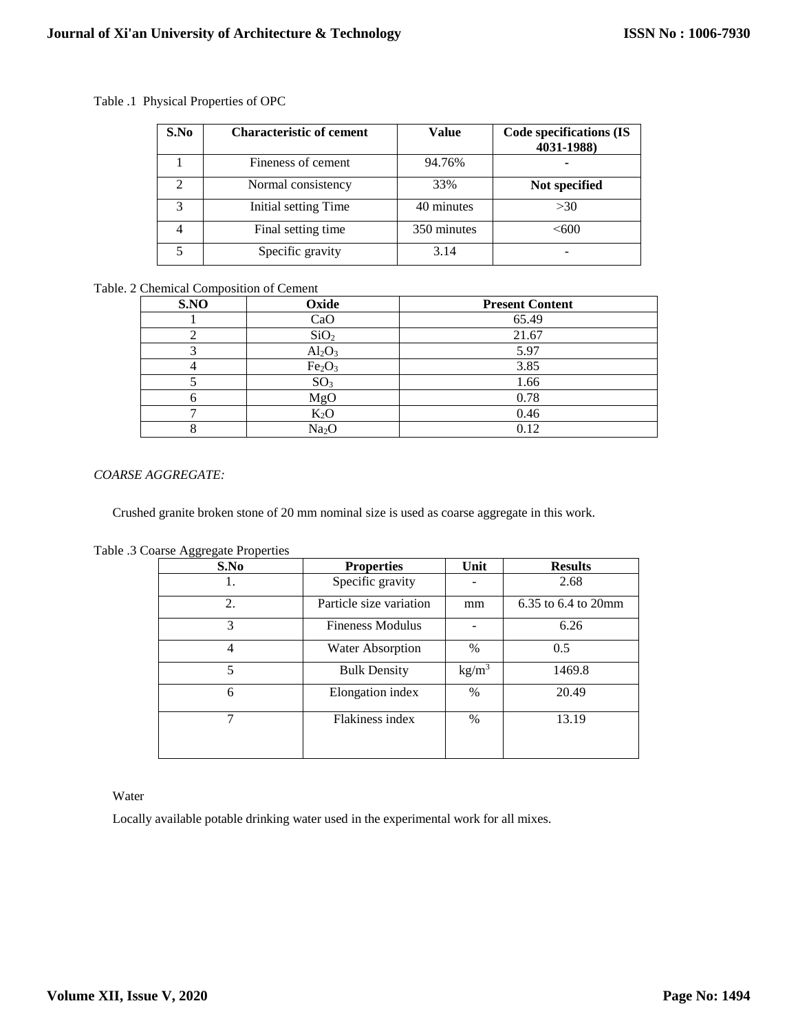Table .1 Physical Properties of OPC

| S.No | Characteristic of cement | Value | Code specifications (IS 4031-1988) |
|---|---|---|---|
| 1 | Fineness of cement | 94.76% | - |
| 2 | Normal consistency | 33% | **Not specified** |
| 3 | Initial setting Time | 40 minutes | >30 |
| 4 | Final setting time | 350 minutes | <600 |
| 5 | Specific gravity | 3.14 | - |

Table. 2 Chemical Composition of Cement

| S.NO | Oxide | Present Content |
|---|---|---|
| 1 | $CaO$ | 65.49 |
| 2 | $SiO_2$ | 21.67 |
| 3 | $Al_2O_3$ | 5.97 |
| 4 | $Fe_2O_3$ | 3.85 |
| 5 | $SO_3$ | 1.66 |
| 6 | $MgO$ | 0.78 |
| 7 | $K_2O$ | 0.46 |
| 8 | $Na_2O$ | 0.12 |

*COARSE AGGREGATE:*

Crushed granite broken stone of 20 mm nominal size is used as coarse aggregate in this work.

Table .3 Coarse Aggregate Properties

| S.No | Properties | Unit | Results |
|---|---|---|---|
| 1. | Specific gravity | - | 2.68 |
| 2. | Particle size variation | mm | 6.35 to 6.4 to 20mm |
| 3 | Fineness Modulus | - | 6.26 |
| 4 | Water Absorption | % | 0.5 |
| 5 | Bulk Density | $kg/m^3$ | 1469.8 |
| 6 | Elongation index | % | 20.49 |
| 7 | Flakiness index | % | 13.19 |

Water

Locally available potable drinking water used in the experimental work for all mixes.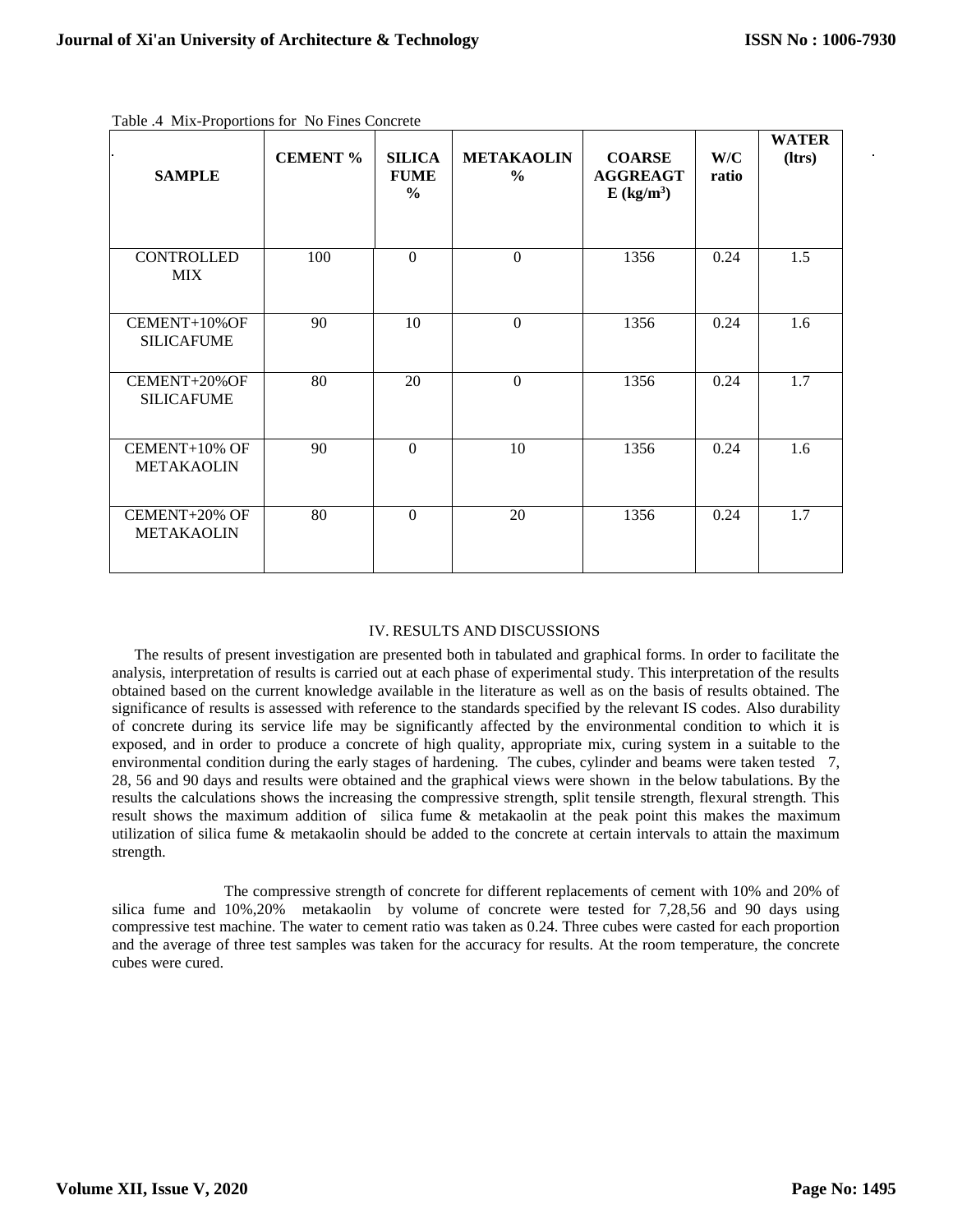Table .4 Mix-Proportions for No Fines Concrete

| SAMPLE | CEMENT % | SILICA FUME % | METAKAOLIN % | COARSE AGGREAGTE ($kg/m^3$) | W/C ratio | WATER (ltrs) |
|---|---|---|---|---|---|---|
| CONTROLLED MIX | 100 | 0 | 0 | 1356 | 0.24 | 1.5 |
| CEMENT+10%OF SILICAFUME | 90 | 10 | 0 | 1356 | 0.24 | 1.6 |
| CEMENT+20%OF SILICAFUME | 80 | 20 | 0 | 1356 | 0.24 | 1.7 |
| CEMENT+10% OF METAKAOLIN | 90 | 0 | 10 | 1356 | 0.24 | 1.6 |
| CEMENT+20% OF METAKAOLIN | 80 | 0 | 20 | 1356 | 0.24 | 1.7 |

## IV. RESULTS AND DISCUSSIONS

The results of present investigation are presented both in tabulated and graphical forms. In order to facilitate the analysis, interpretation of results is carried out at each phase of experimental study. This interpretation of the results obtained based on the current knowledge available in the literature as well as on the basis of results obtained. The significance of results is assessed with reference to the standards specified by the relevant IS codes. Also durability of concrete during its service life may be significantly affected by the environmental condition to which it is exposed, and in order to produce a concrete of high quality, appropriate mix, curing system in a suitable to the environmental condition during the early stages of hardening. The cubes, cylinder and beams were taken tested 7, 28, 56 and 90 days and results were obtained and the graphical views were shown in the below tabulations. By the results the calculations shows the increasing the compressive strength, split tensile strength, flexural strength. This result shows the maximum addition of silica fume & metakaolin at the peak point this makes the maximum utilization of silica fume & metakaolin should be added to the concrete at certain intervals to attain the maximum strength.

The compressive strength of concrete for different replacements of cement with 10% and 20% of silica fume and 10%,20% metakaolin by volume of concrete were tested for 7,28,56 and 90 days using compressive test machine. The water to cement ratio was taken as 0.24. Three cubes were casted for each proportion and the average of three test samples was taken for the accuracy for results. At the room temperature, the concrete cubes were cured.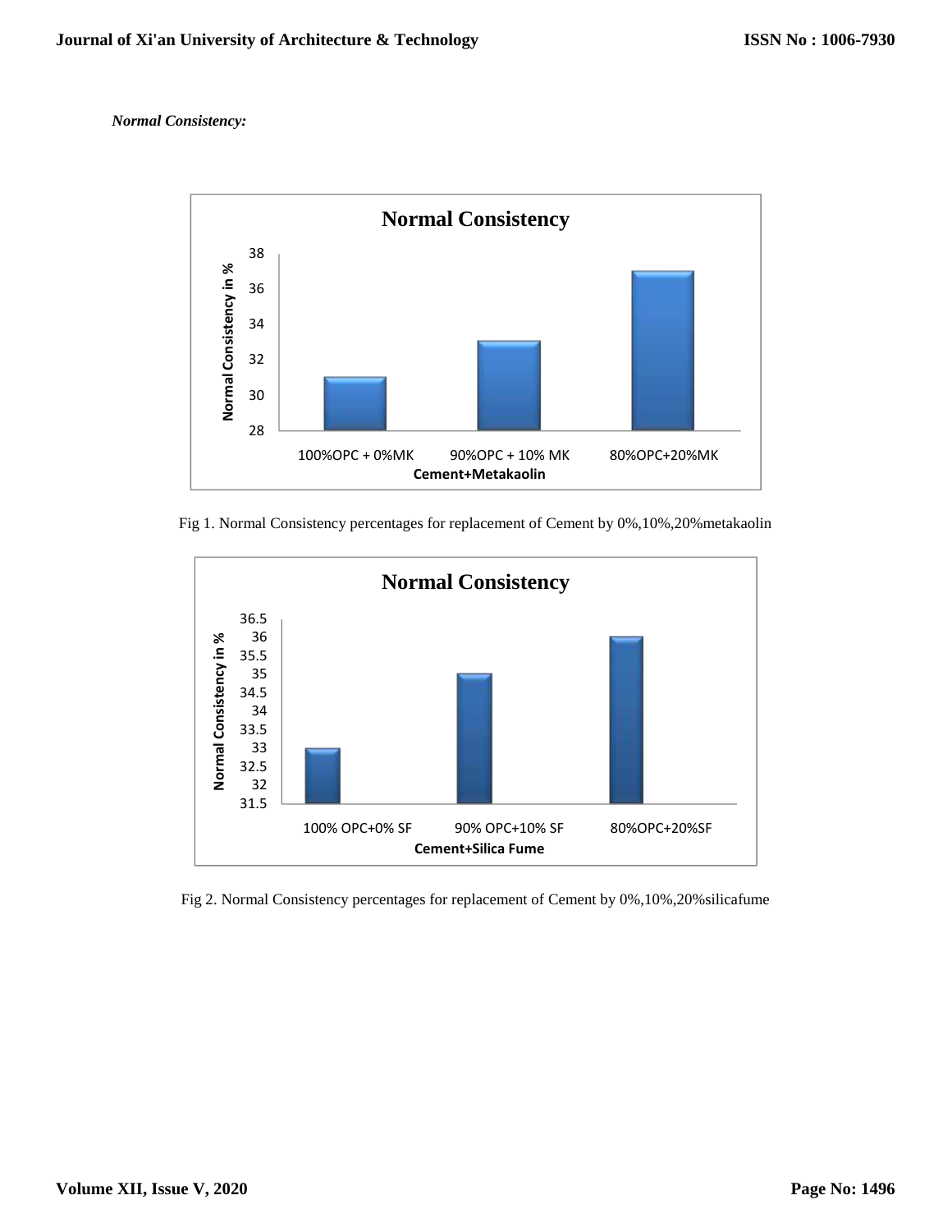*Normal Consistency:*

Fig 1. Normal Consistency percentages for replacement of Cement by 0%,10%,20%metakaolin

Fig 2. Normal Consistency percentages for replacement of Cement by 0%,10%,20%silicafume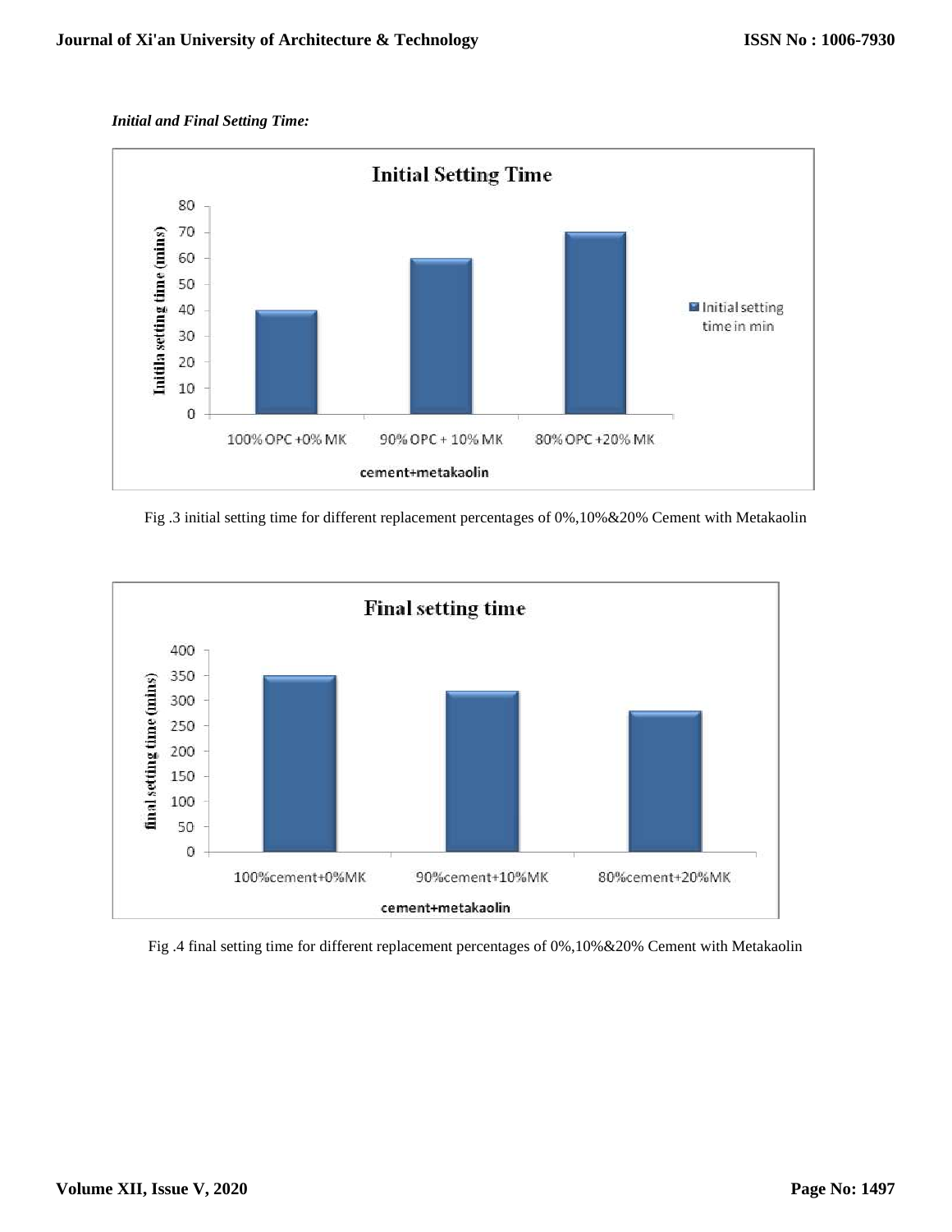*Initial and Final Setting Time:*

Fig .3 initial setting time for different replacement percentages of 0%,10%&20% Cement with Metakaolin

Fig .4 final setting time for different replacement percentages of 0%,10%&20% Cement with Metakaolin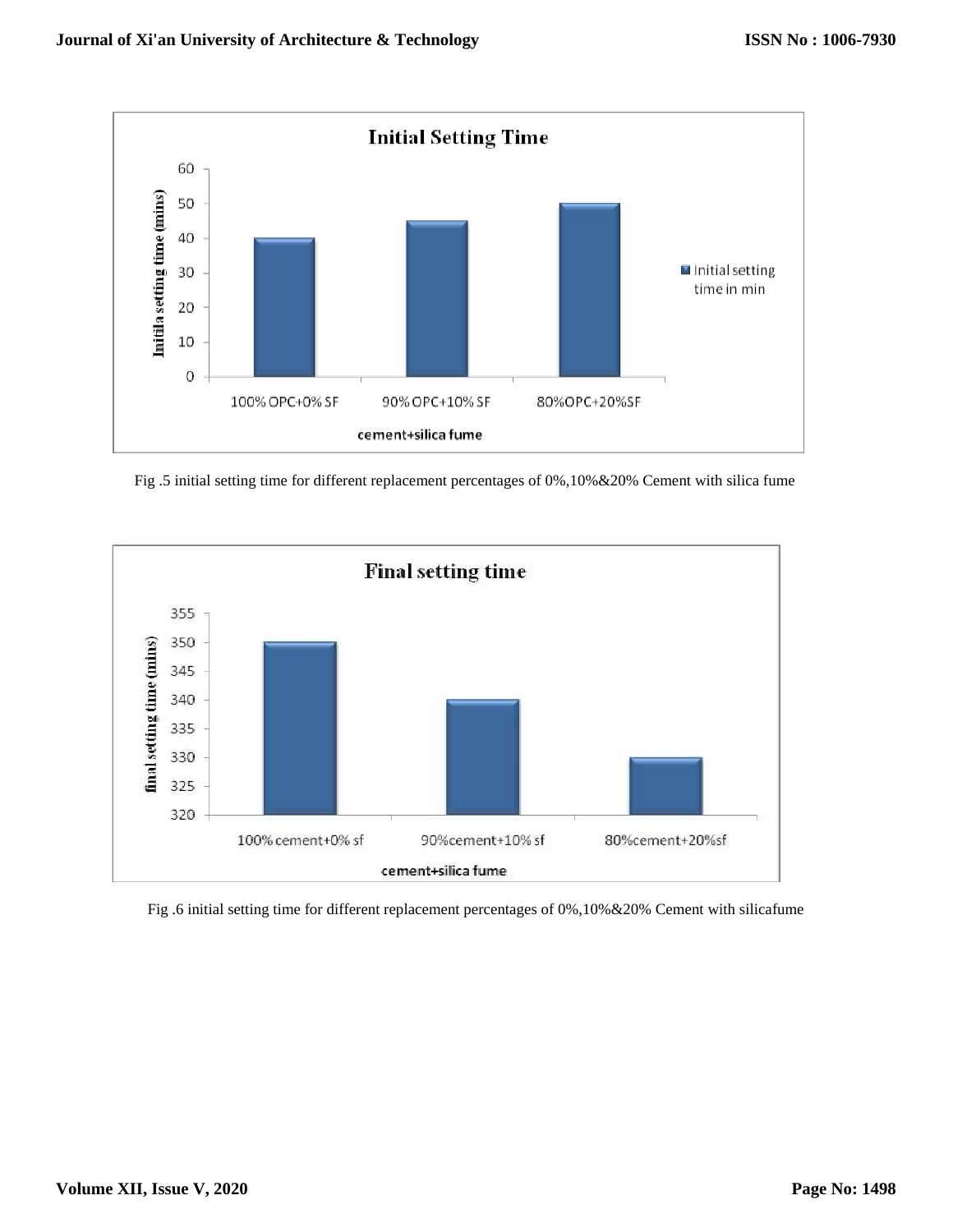Fig .5 initial setting time for different replacement percentages of 0%,10%&20% Cement with silica fume

Fig .6 initial setting time for different replacement percentages of 0%,10%&20% Cement with silicafume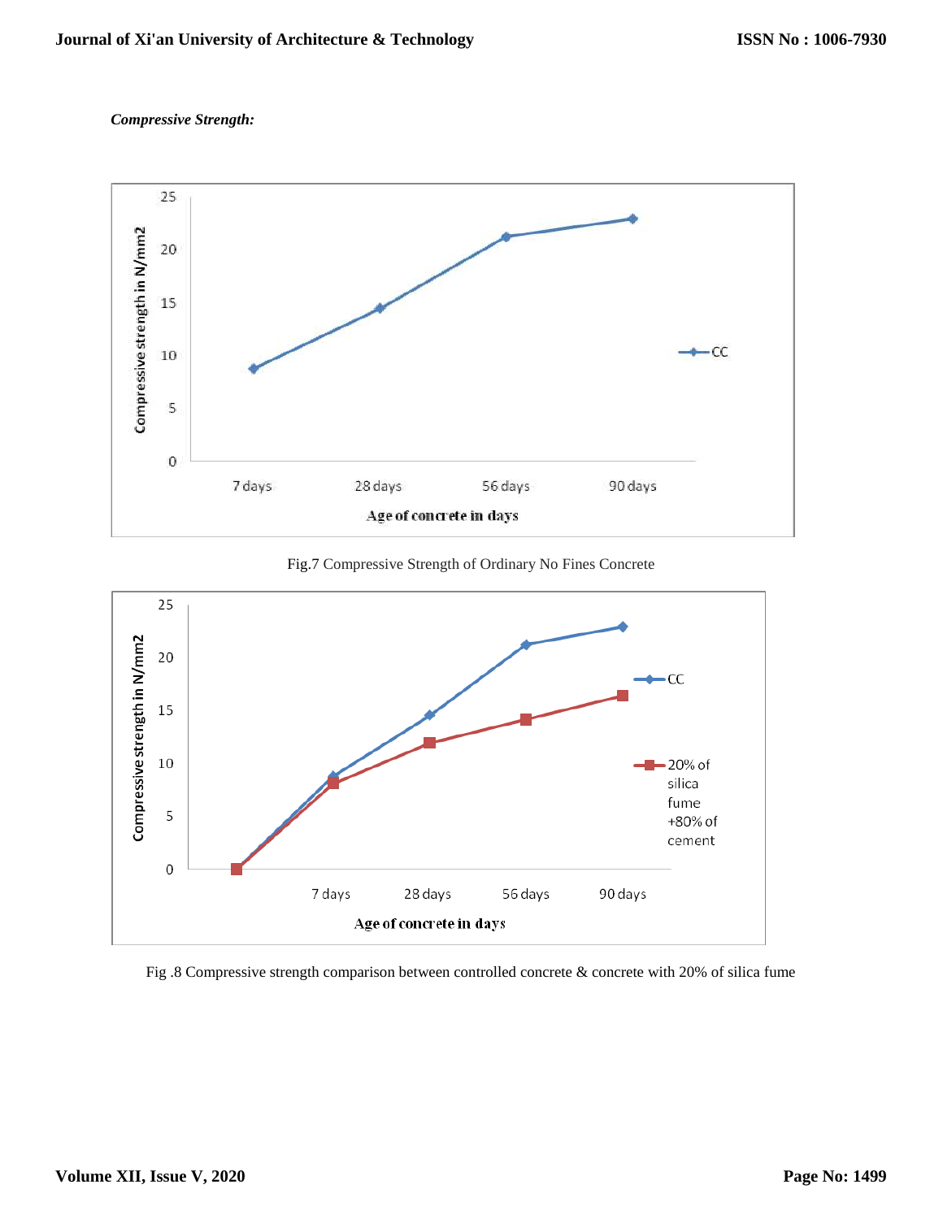*Compressive Strength:*

Fig.7 Compressive Strength of Ordinary No Fines Concrete

Fig .8 Compressive strength comparison between controlled concrete & concrete with 20% of silica fume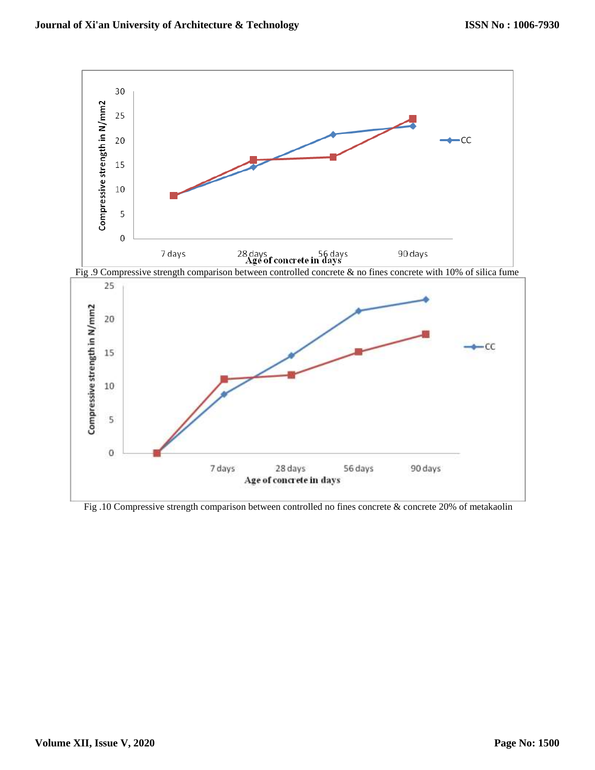Fig .9 Compressive strength comparison between controlled concrete & no fines concrete with 10% of silica fume

Fig .10 Compressive strength comparison between controlled no fines concrete & concrete 20% of metakaolin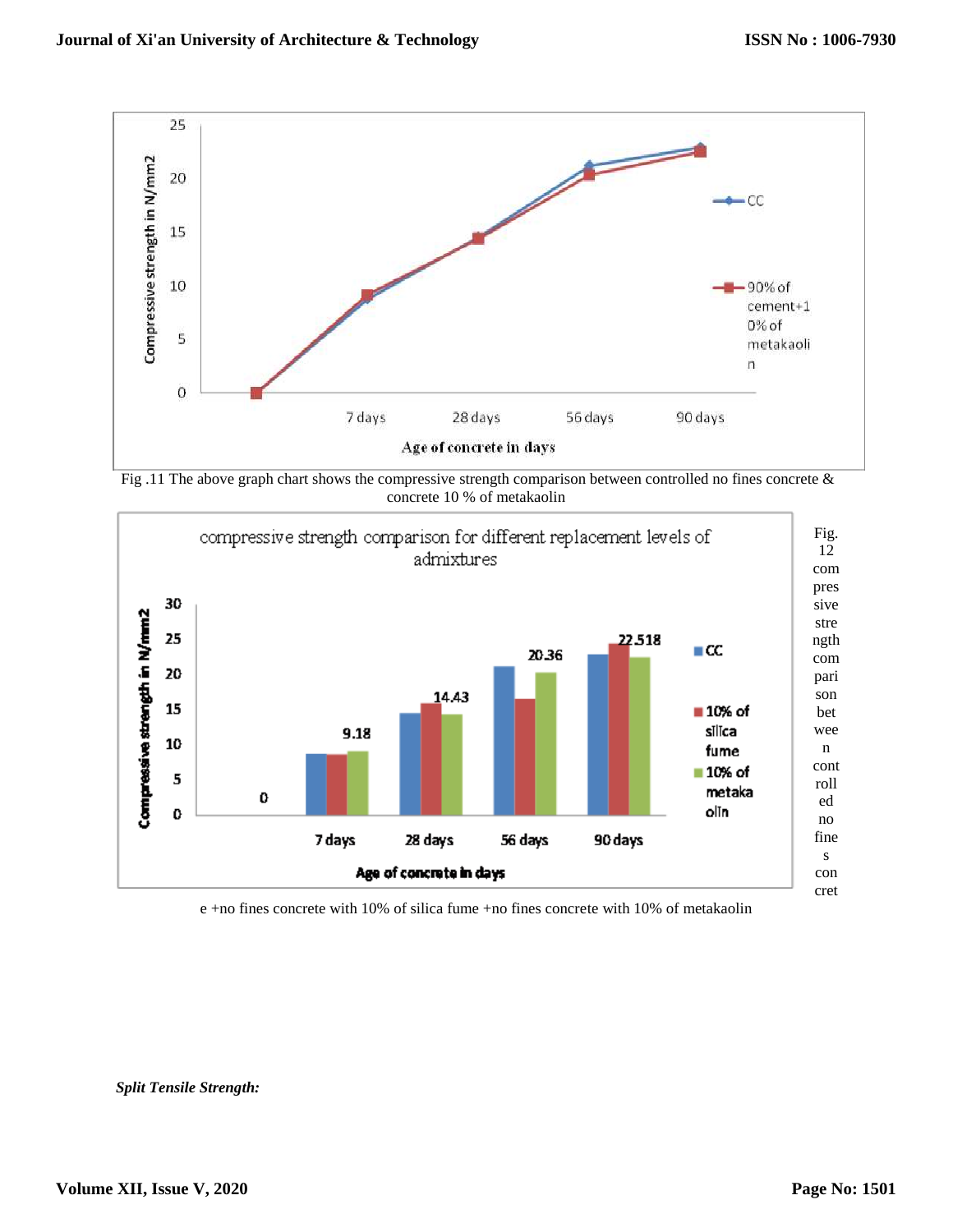Fig .11 The above graph chart shows the compressive strength comparison between controlled no fines concrete & concrete 10 % of metakaolin

Fig. 12 compressive strength comparison between controlled no fines concrete +no fines concrete with 10% of silica fume +no fines concrete with 10% of metakaolin

***Split Tensile Strength:***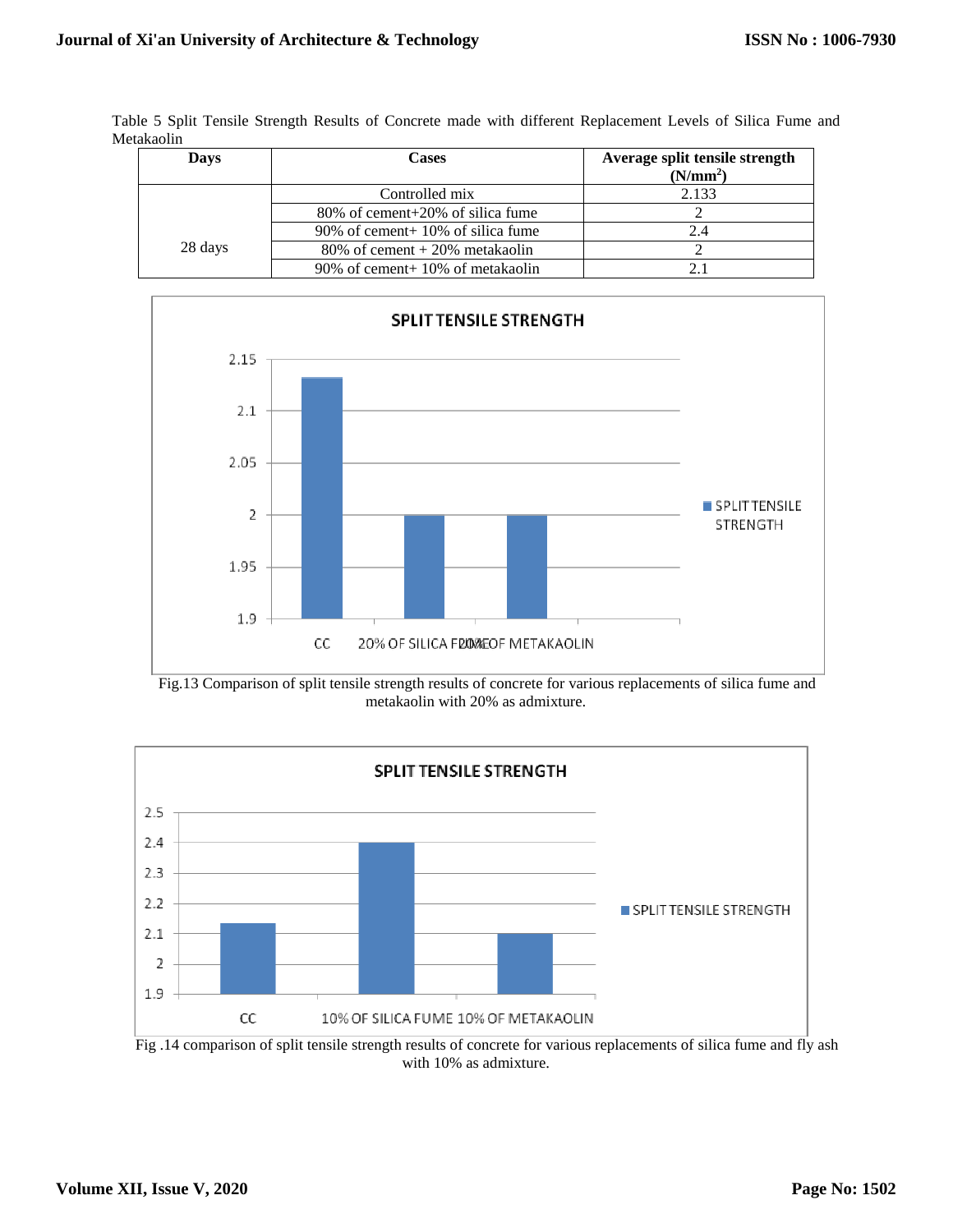Table 5 Split Tensile Strength Results of Concrete made with different Replacement Levels of Silica Fume and Metakaolin

| Days | Cases | Average split tensile strength ($N/mm^2$) |
|---|---|---|
| 28 days | Controlled mix | 2.133 |
| | 80% of cement+20% of silica fume | 2 |
| | 90% of cement+ 10% of silica fume | 2.4 |
| | 80% of cement + 20% metakaolin | 2 |
| | 90% of cement+ 10% of metakaolin | 2.1 |

Fig.13 Comparison of split tensile strength results of concrete for various replacements of silica fume and metakaolin with 20% as admixture.

Fig .14 comparison of split tensile strength results of concrete for various replacements of silica fume and fly ash with 10% as admixture.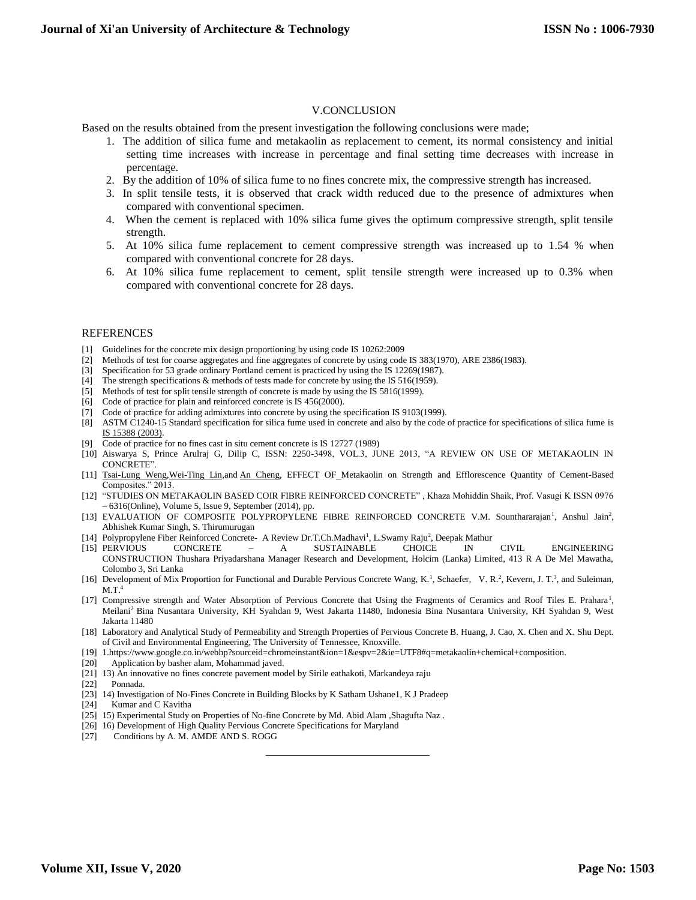## V.CONCLUSION

Based on the results obtained from the present investigation the following conclusions were made;

1. The addition of silica fume and metakaolin as replacement to cement, its normal consistency and initial setting time increases with increase in percentage and final setting time decreases with increase in percentage.
2. By the addition of 10% of silica fume to no fines concrete mix, the compressive strength has increased.
3. In split tensile tests, it is observed that crack width reduced due to the presence of admixtures when compared with conventional specimen.
4. When the cement is replaced with 10% silica fume gives the optimum compressive strength, split tensile strength.
5. At 10% silica fume replacement to cement compressive strength was increased up to 1.54 % when compared with conventional concrete for 28 days.
6. At 10% silica fume replacement to cement, split tensile strength were increased up to 0.3% when compared with conventional concrete for 28 days.

## REFERENCES

[1] Guidelines for the concrete mix design proportioning by using code IS 10262:2009

[2] Methods of test for coarse aggregates and fine aggregates of concrete by using code IS 383(1970), ARE 2386(1983).

[3] Specification for 53 grade ordinary Portland cement is practiced by using the IS 12269(1987).

[4] The strength specifications & methods of tests made for concrete by using the IS 516(1959).

[5] Methods of test for split tensile strength of concrete is made by using the IS 5816(1999).

[6] Code of practice for plain and reinforced concrete is IS 456(2000).

[7] Code of practice for adding admixtures into concrete by using the specification IS 9103(1999).

[8] ASTM C1240-15 Standard specification for silica fume used in concrete and also by the code of practice for specifications of silica fume is IS 15388 (2003).

[9] Code of practice for no fines cast in situ cement concrete is IS 12727 (1989)

[10] Aiswarya S, Prince Arulraj G, Dilip C, ISSN: 2250-3498, VOL.3, JUNE 2013, "A REVIEW ON USE OF METAKAOLIN IN CONCRETE".

[11] Tsai-Lung Weng,Wei-Ting Lin,and An Cheng, EFFECT OF Metakaolin on Strength and Efflorescence Quantity of Cement-Based Composites." 2013.

[12] "STUDIES ON METAKAOLIN BASED COIR FIBRE REINFORCED CONCRETE" , Khaza Mohiddin Shaik, Prof. Vasugi K ISSN 0976 – 6316(Online), Volume 5, Issue 9, September (2014), pp.

[13] EVALUATION OF COMPOSITE POLYPROPYLENE FIBRE REINFORCED CONCRETE V.M. Sounthararajan[1], Anshul Jain[2], Abhishek Kumar Singh, S. Thirumurugan

[14] Polypropylene Fiber Reinforced Concrete- A Review Dr.T.Ch.Madhavi[1], L.Swamy Raju[2], Deepak Mathur

[15] PERVIOUS CONCRETE – A SUSTAINABLE CHOICE IN CIVIL ENGINEERING CONSTRUCTION Thushara Priyadarshana Manager Research and Development, Holcim (Lanka) Limited, 413 R A De Mel Mawatha, Colombo 3, Sri Lanka

[16] Development of Mix Proportion for Functional and Durable Pervious Concrete Wang, K.[1], Schaefer, V. R.[2], Kevern, J. T.[3], and Suleiman, M.T.[4]

[17] Compressive strength and Water Absorption of Pervious Concrete that Using the Fragments of Ceramics and Roof Tiles E. Prahara[1], Meilani[2] Bina Nusantara University, KH Syahdan 9, West Jakarta 11480, Indonesia Bina Nusantara University, KH Syahdan 9, West Jakarta 11480

[18] Laboratory and Analytical Study of Permeability and Strength Properties of Pervious Concrete B. Huang, J. Cao, X. Chen and X. Shu Dept. of Civil and Environmental Engineering, The University of Tennessee, Knoxville.

[19] 1.https://www.google.co.in/webhp?sourceid=chromeinstant&ion=1&espv=2&ie=UTF8#q=metakaolin+chemical+composition.

[20] Application by basher alam, Mohammad javed.

[21] 13) An innovative no fines concrete pavement model by Sirile eathakoti, Markandeya raju

[22] Ponnada.

[23] 14) Investigation of No-Fines Concrete in Building Blocks by K Satham Ushane1, K J Pradeep

[24] Kumar and C Kavitha

[25] 15) Experimental Study on Properties of No-fine Concrete by Md. Abid Alam ,Shagufta Naz .

[26] 16) Development of High Quality Pervious Concrete Specifications for Maryland

[27] Conditions by A. M. AMDE AND S. ROGG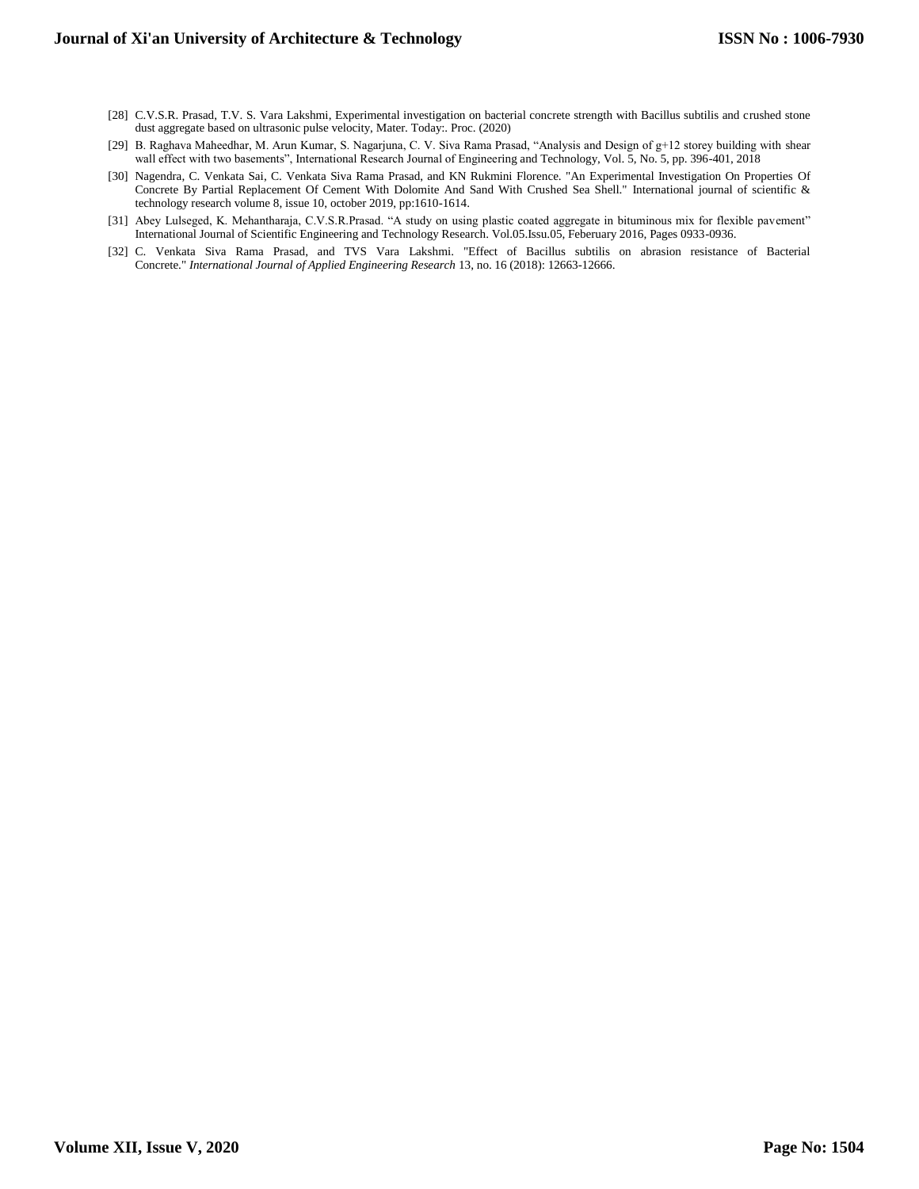[28] C.V.S.R. Prasad, T.V. S. Vara Lakshmi, Experimental investigation on bacterial concrete strength with Bacillus subtilis and crushed stone dust aggregate based on ultrasonic pulse velocity, Mater. Today:. Proc. (2020)

[29] B. Raghava Maheedhar, M. Arun Kumar, S. Nagarjuna, C. V. Siva Rama Prasad, "Analysis and Design of g+12 storey building with shear wall effect with two basements", International Research Journal of Engineering and Technology, Vol. 5, No. 5, pp. 396-401, 2018

[30] Nagendra, C. Venkata Sai, C. Venkata Siva Rama Prasad, and KN Rukmini Florence. "An Experimental Investigation On Properties Of Concrete By Partial Replacement Of Cement With Dolomite And Sand With Crushed Sea Shell." International journal of scientific & technology research volume 8, issue 10, october 2019, pp:1610-1614.

[31] Abey Lulseged, K. Mehantharaja, C.V.S.R.Prasad. "A study on using plastic coated aggregate in bituminous mix for flexible pavement" International Journal of Scientific Engineering and Technology Research. Vol.05.Issu.05, Feberuary 2016, Pages 0933-0936.

[32] C. Venkata Siva Rama Prasad, and TVS Vara Lakshmi. "Effect of Bacillus subtilis on abrasion resistance of Bacterial Concrete." *International Journal of Applied Engineering Research* 13, no. 16 (2018): 12663-12666.